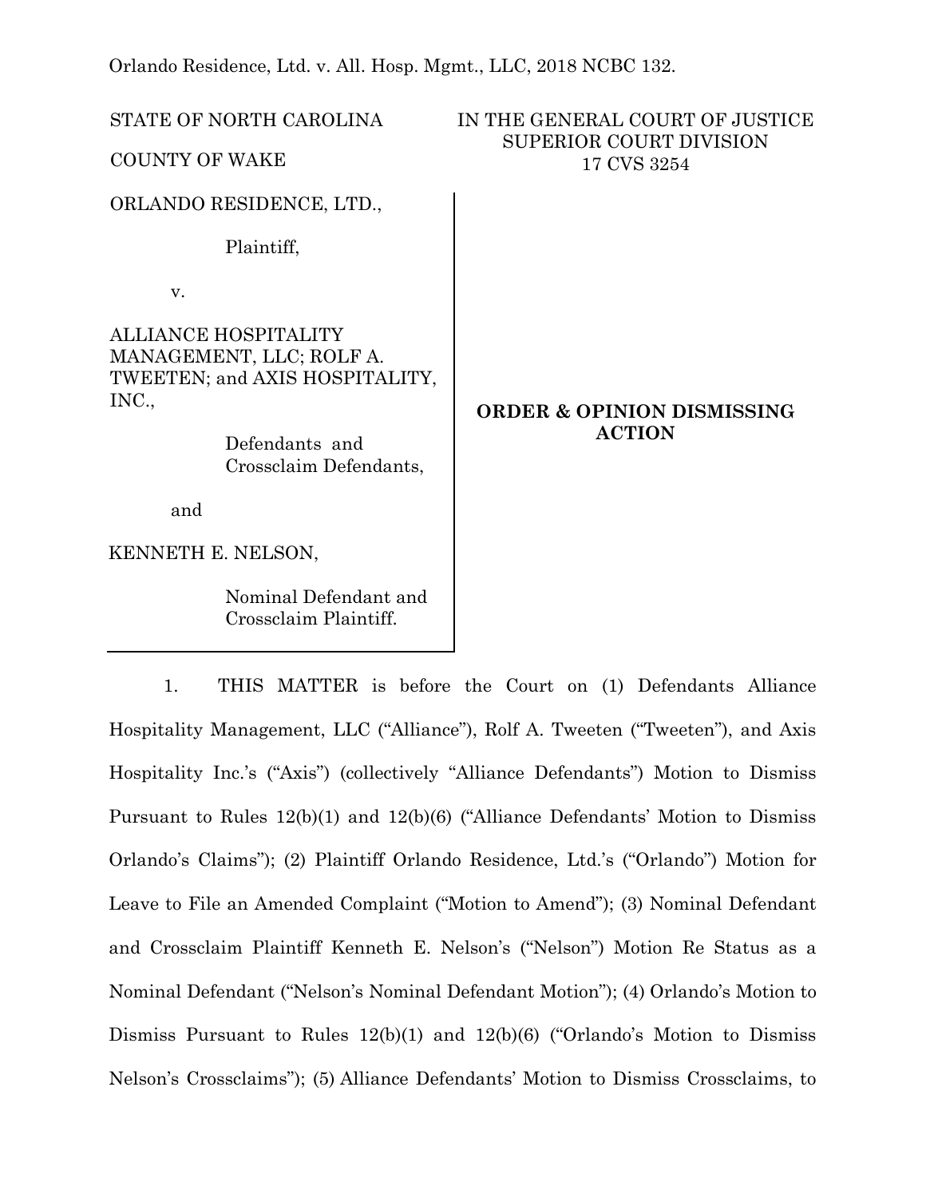Orlando Residence, Ltd. v. All. Hosp. Mgmt., LLC, 2018 NCBC 132.

STATE OF NORTH CAROLINA

COUNTY OF WAKE

IN THE GENERAL COURT OF JUSTICE
SUPERIOR COURT DIVISION
17 CVS 3254

ORLANDO RESIDENCE, LTD.,

Plaintiff,

v.

ALLIANCE HOSPITALITY MANAGEMENT, LLC; ROLF A. TWEETEN; and AXIS HOSPITALITY, INC.,

Defendants and Crossclaim Defendants,

and

KENNETH E. NELSON,

Nominal Defendant and Crossclaim Plaintiff.

**ORDER & OPINION DISMISSING ACTION**

1. THIS MATTER is before the Court on (1) Defendants Alliance Hospitality Management, LLC ("Alliance"), Rolf A. Tweeten ("Tweeten"), and Axis Hospitality Inc.'s ("Axis") (collectively "Alliance Defendants") Motion to Dismiss Pursuant to Rules 12(b)(1) and 12(b)(6) ("Alliance Defendants' Motion to Dismiss Orlando's Claims"); (2) Plaintiff Orlando Residence, Ltd.'s ("Orlando") Motion for Leave to File an Amended Complaint ("Motion to Amend"); (3) Nominal Defendant and Crossclaim Plaintiff Kenneth E. Nelson's ("Nelson") Motion Re Status as a Nominal Defendant ("Nelson's Nominal Defendant Motion"); (4) Orlando's Motion to Dismiss Pursuant to Rules 12(b)(1) and 12(b)(6) ("Orlando's Motion to Dismiss Nelson's Crossclaims"); (5) Alliance Defendants' Motion to Dismiss Crossclaims, to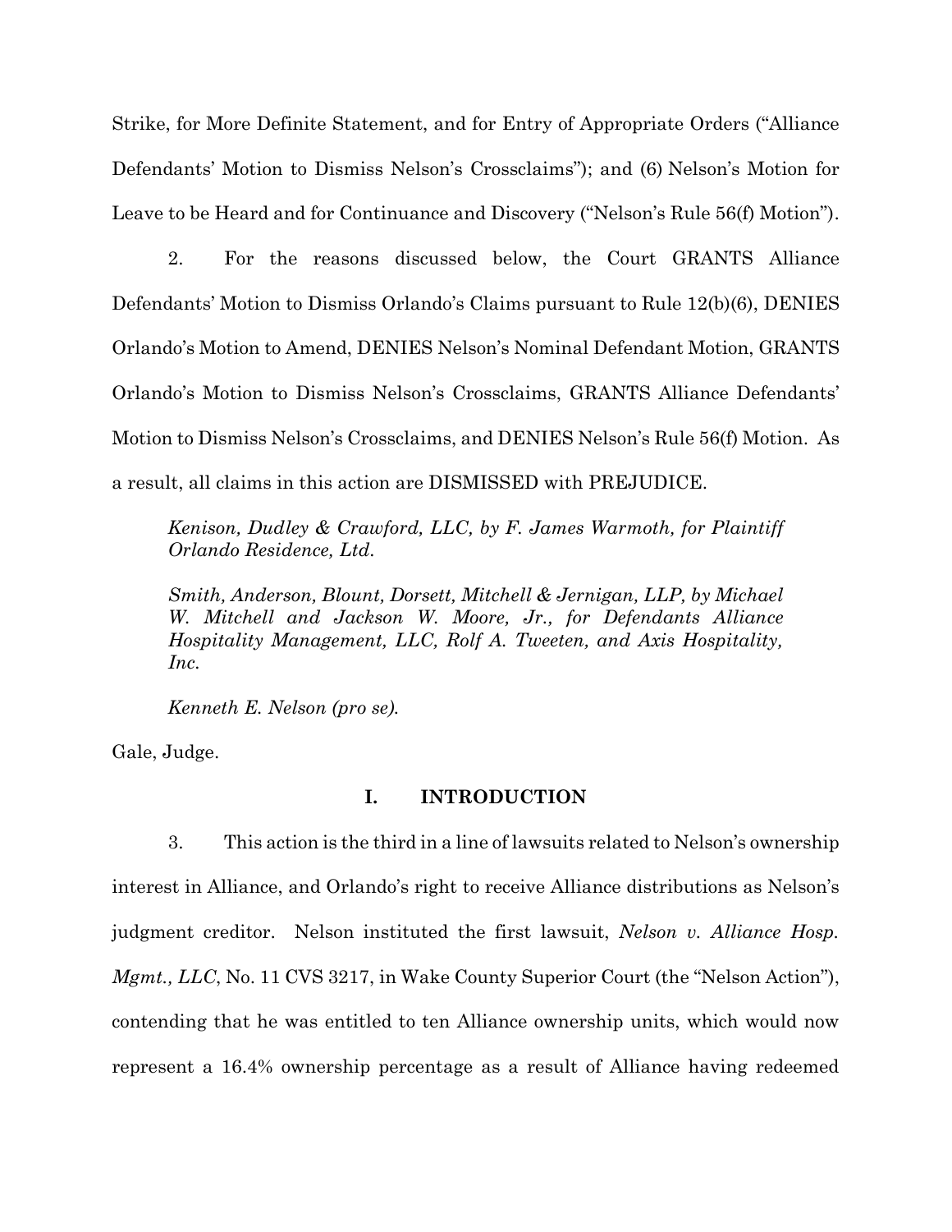Strike, for More Definite Statement, and for Entry of Appropriate Orders ("Alliance Defendants' Motion to Dismiss Nelson's Crossclaims"); and (6) Nelson's Motion for Leave to be Heard and for Continuance and Discovery ("Nelson's Rule 56(f) Motion").

2. For the reasons discussed below, the Court GRANTS Alliance Defendants' Motion to Dismiss Orlando's Claims pursuant to Rule 12(b)(6), DENIES Orlando's Motion to Amend, DENIES Nelson's Nominal Defendant Motion, GRANTS Orlando's Motion to Dismiss Nelson's Crossclaims, GRANTS Alliance Defendants' Motion to Dismiss Nelson's Crossclaims, and DENIES Nelson's Rule 56(f) Motion. As a result, all claims in this action are DISMISSED with PREJUDICE.

*Kenison, Dudley & Crawford, LLC, by F. James Warmoth, for Plaintiff Orlando Residence, Ltd.*

*Smith, Anderson, Blount, Dorsett, Mitchell & Jernigan, LLP, by Michael W. Mitchell and Jackson W. Moore, Jr., for Defendants Alliance Hospitality Management, LLC, Rolf A. Tweeten, and Axis Hospitality, Inc.*

*Kenneth E. Nelson (pro se).*

Gale, Judge.

## I. INTRODUCTION

3. This action is the third in a line of lawsuits related to Nelson's ownership interest in Alliance, and Orlando's right to receive Alliance distributions as Nelson's judgment creditor. Nelson instituted the first lawsuit, *Nelson v. Alliance Hosp. Mgmt., LLC*, No. 11 CVS 3217, in Wake County Superior Court (the "Nelson Action"), contending that he was entitled to ten Alliance ownership units, which would now represent a 16.4% ownership percentage as a result of Alliance having redeemed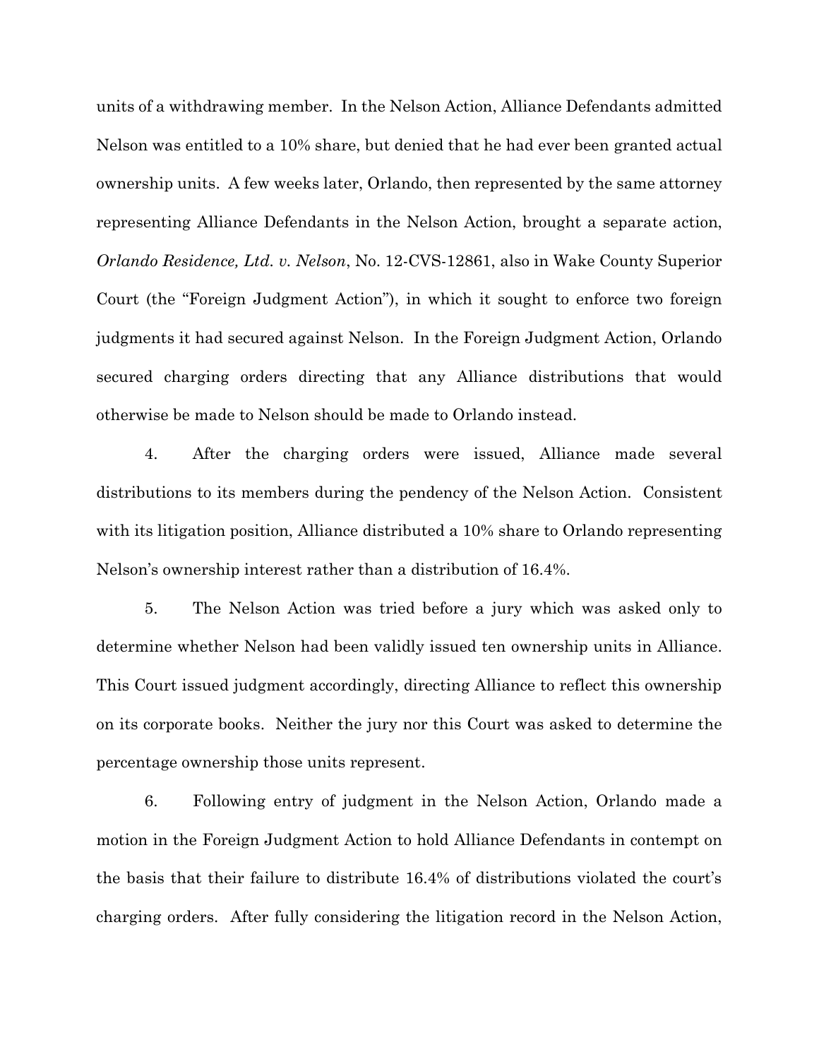units of a withdrawing member. In the Nelson Action, Alliance Defendants admitted Nelson was entitled to a 10% share, but denied that he had ever been granted actual ownership units. A few weeks later, Orlando, then represented by the same attorney representing Alliance Defendants in the Nelson Action, brought a separate action, *Orlando Residence, Ltd. v. Nelson*, No. 12-CVS-12861, also in Wake County Superior Court (the "Foreign Judgment Action"), in which it sought to enforce two foreign judgments it had secured against Nelson. In the Foreign Judgment Action, Orlando secured charging orders directing that any Alliance distributions that would otherwise be made to Nelson should be made to Orlando instead.

4. After the charging orders were issued, Alliance made several distributions to its members during the pendency of the Nelson Action. Consistent with its litigation position, Alliance distributed a 10% share to Orlando representing Nelson's ownership interest rather than a distribution of 16.4%.

5. The Nelson Action was tried before a jury which was asked only to determine whether Nelson had been validly issued ten ownership units in Alliance. This Court issued judgment accordingly, directing Alliance to reflect this ownership on its corporate books. Neither the jury nor this Court was asked to determine the percentage ownership those units represent.

6. Following entry of judgment in the Nelson Action, Orlando made a motion in the Foreign Judgment Action to hold Alliance Defendants in contempt on the basis that their failure to distribute 16.4% of distributions violated the court's charging orders. After fully considering the litigation record in the Nelson Action,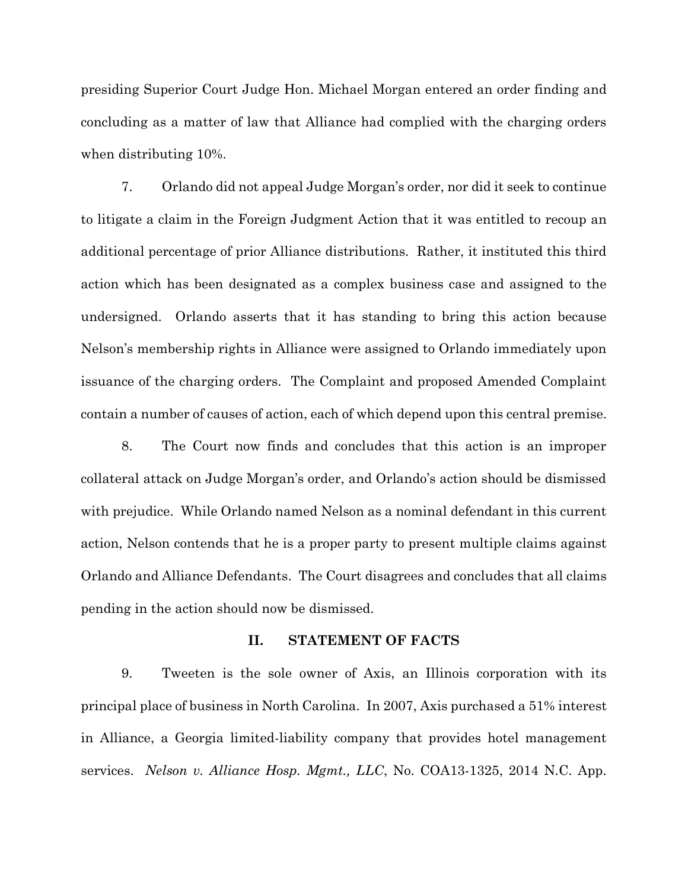presiding Superior Court Judge Hon. Michael Morgan entered an order finding and concluding as a matter of law that Alliance had complied with the charging orders when distributing 10%.

7. Orlando did not appeal Judge Morgan's order, nor did it seek to continue to litigate a claim in the Foreign Judgment Action that it was entitled to recoup an additional percentage of prior Alliance distributions. Rather, it instituted this third action which has been designated as a complex business case and assigned to the undersigned. Orlando asserts that it has standing to bring this action because Nelson's membership rights in Alliance were assigned to Orlando immediately upon issuance of the charging orders. The Complaint and proposed Amended Complaint contain a number of causes of action, each of which depend upon this central premise.

8. The Court now finds and concludes that this action is an improper collateral attack on Judge Morgan's order, and Orlando's action should be dismissed with prejudice. While Orlando named Nelson as a nominal defendant in this current action, Nelson contends that he is a proper party to present multiple claims against Orlando and Alliance Defendants. The Court disagrees and concludes that all claims pending in the action should now be dismissed.

## II. STATEMENT OF FACTS

9. Tweeten is the sole owner of Axis, an Illinois corporation with its principal place of business in North Carolina. In 2007, Axis purchased a 51% interest in Alliance, a Georgia limited-liability company that provides hotel management services. *Nelson v. Alliance Hosp. Mgmt., LLC*, No. COA13-1325, 2014 N.C. App.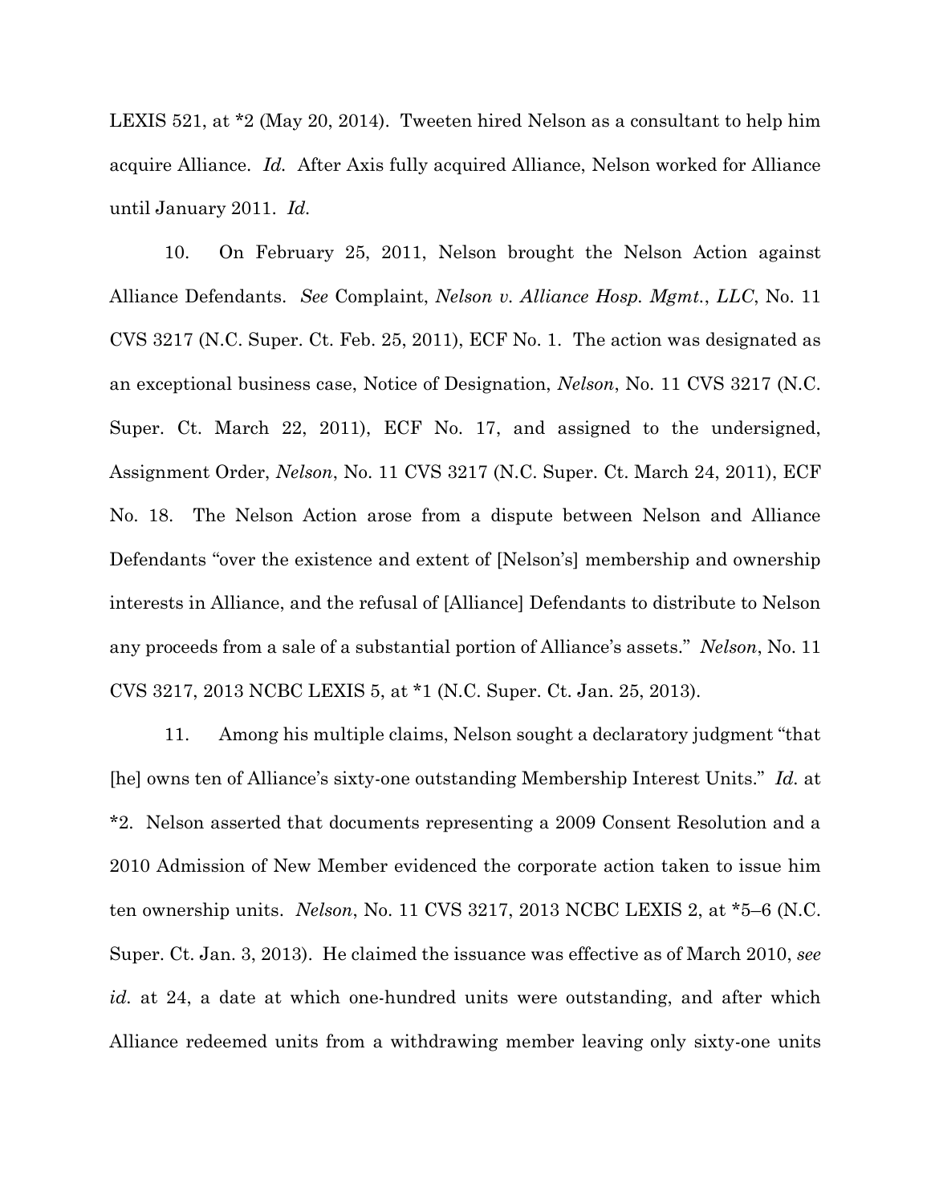LEXIS 521, at *2 (May 20, 2014). Tweeten hired Nelson as a consultant to help him acquire Alliance. *Id.* After Axis fully acquired Alliance, Nelson worked for Alliance until January 2011. *Id.*

10. On February 25, 2011, Nelson brought the Nelson Action against Alliance Defendants. *See* Complaint, *Nelson v. Alliance Hosp. Mgmt., LLC*, No. 11 CVS 3217 (N.C. Super. Ct. Feb. 25, 2011), ECF No. 1. The action was designated as an exceptional business case, Notice of Designation, *Nelson*, No. 11 CVS 3217 (N.C. Super. Ct. March 22, 2011), ECF No. 17, and assigned to the undersigned, Assignment Order, *Nelson*, No. 11 CVS 3217 (N.C. Super. Ct. March 24, 2011), ECF No. 18. The Nelson Action arose from a dispute between Nelson and Alliance Defendants "over the existence and extent of [Nelson's] membership and ownership interests in Alliance, and the refusal of [Alliance] Defendants to distribute to Nelson any proceeds from a sale of a substantial portion of Alliance's assets." *Nelson*, No. 11 CVS 3217, 2013 NCBC LEXIS 5, at *1 (N.C. Super. Ct. Jan. 25, 2013).

11. Among his multiple claims, Nelson sought a declaratory judgment "that [he] owns ten of Alliance's sixty-one outstanding Membership Interest Units." *Id.* at *2. Nelson asserted that documents representing a 2009 Consent Resolution and a 2010 Admission of New Member evidenced the corporate action taken to issue him ten ownership units. *Nelson*, No. 11 CVS 3217, 2013 NCBC LEXIS 2, at *5–6 (N.C. Super. Ct. Jan. 3, 2013). He claimed the issuance was effective as of March 2010, *see id.* at 24, a date at which one-hundred units were outstanding, and after which Alliance redeemed units from a withdrawing member leaving only sixty-one units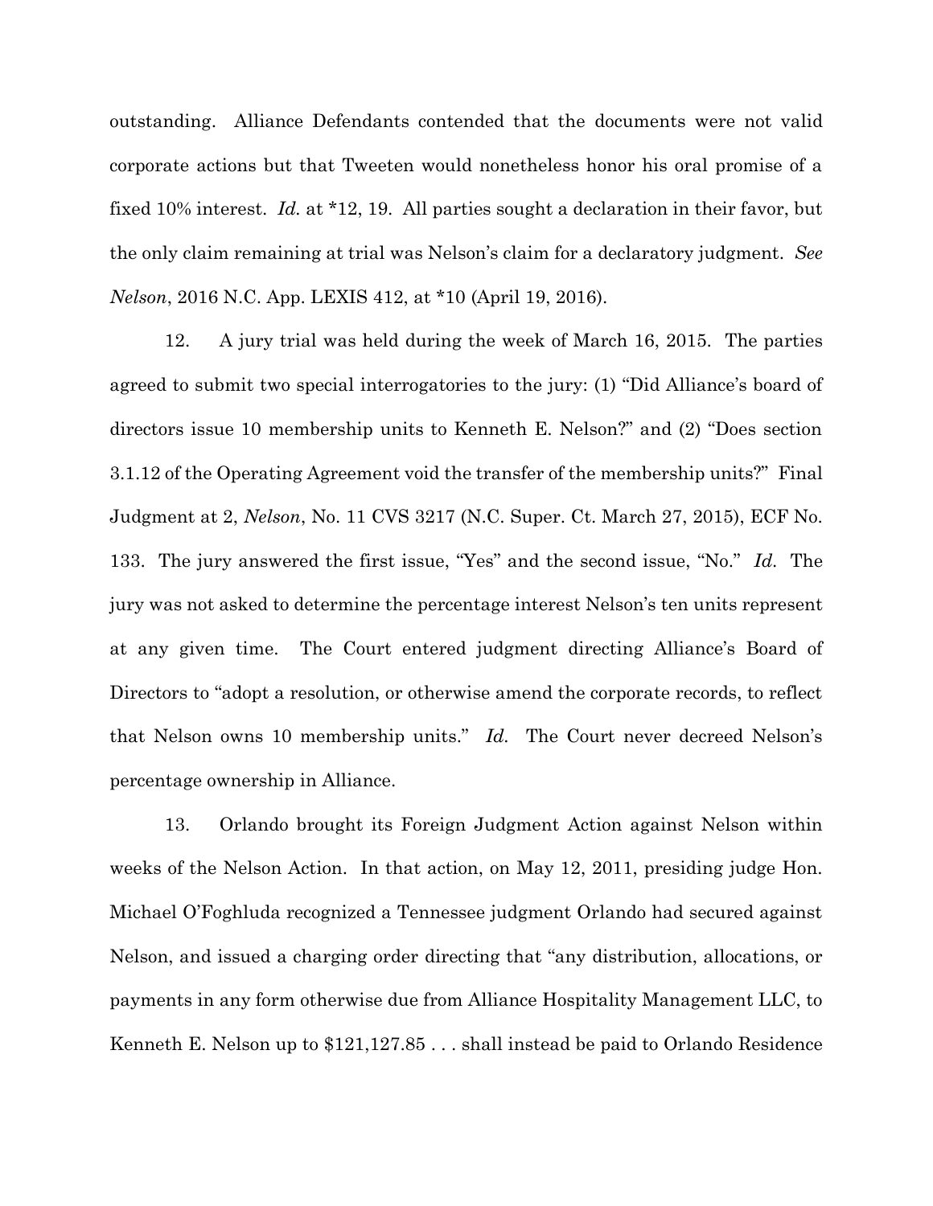outstanding. Alliance Defendants contended that the documents were not valid corporate actions but that Tweeten would nonetheless honor his oral promise of a fixed 10% interest. *Id.* at *12, 19. All parties sought a declaration in their favor, but the only claim remaining at trial was Nelson's claim for a declaratory judgment. *See Nelson*, 2016 N.C. App. LEXIS 412, at *10 (April 19, 2016).

12. A jury trial was held during the week of March 16, 2015. The parties agreed to submit two special interrogatories to the jury: (1) "Did Alliance's board of directors issue 10 membership units to Kenneth E. Nelson?" and (2) "Does section 3.1.12 of the Operating Agreement void the transfer of the membership units?" Final Judgment at 2, *Nelson*, No. 11 CVS 3217 (N.C. Super. Ct. March 27, 2015), ECF No. 133. The jury answered the first issue, "Yes" and the second issue, "No." *Id.* The jury was not asked to determine the percentage interest Nelson's ten units represent at any given time. The Court entered judgment directing Alliance's Board of Directors to "adopt a resolution, or otherwise amend the corporate records, to reflect that Nelson owns 10 membership units." *Id.* The Court never decreed Nelson's percentage ownership in Alliance.

13. Orlando brought its Foreign Judgment Action against Nelson within weeks of the Nelson Action. In that action, on May 12, 2011, presiding judge Hon. Michael O'Foghluda recognized a Tennessee judgment Orlando had secured against Nelson, and issued a charging order directing that "any distribution, allocations, or payments in any form otherwise due from Alliance Hospitality Management LLC, to Kenneth E. Nelson up to $121,127.85 . . . shall instead be paid to Orlando Residence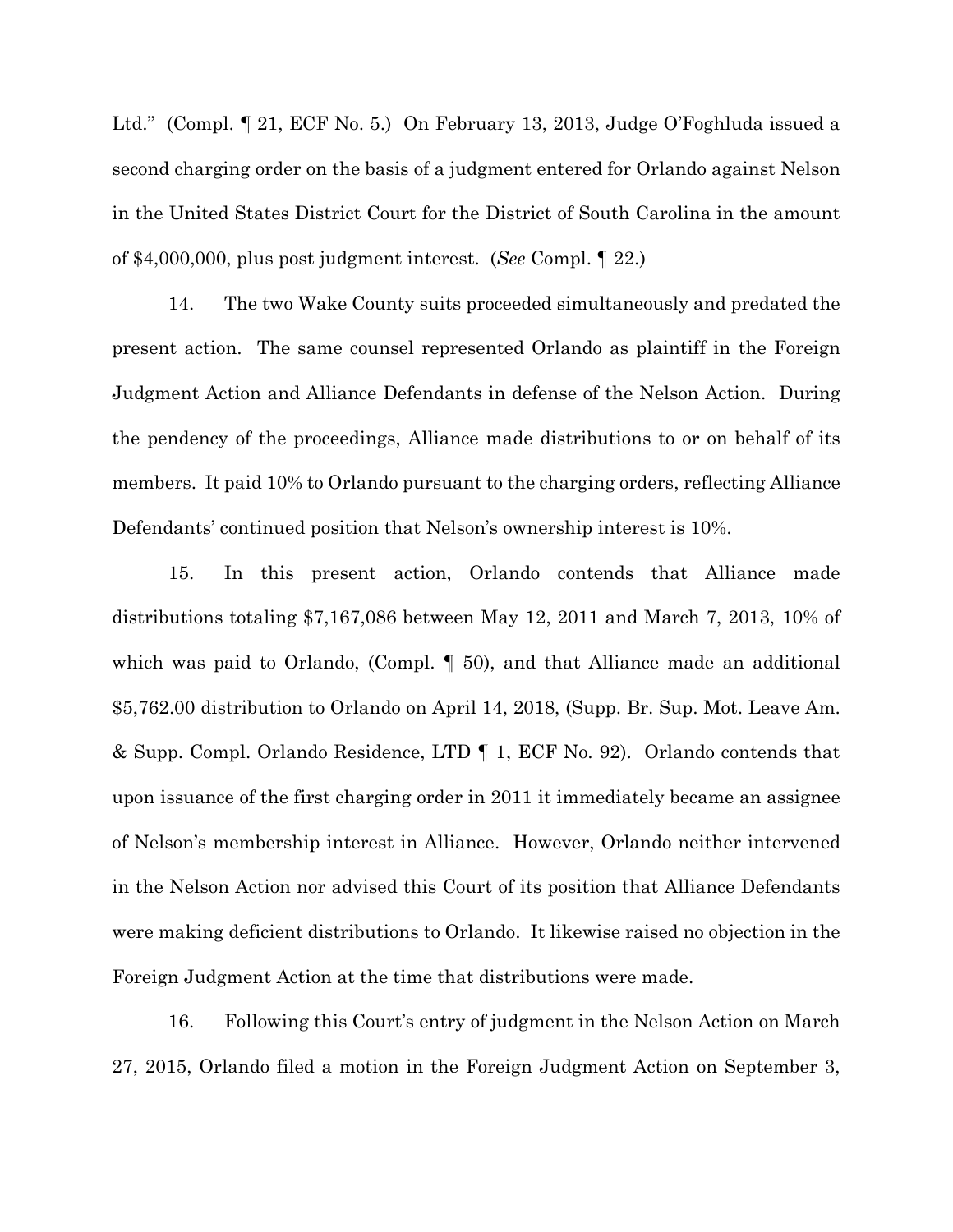Ltd." (Compl. ¶ 21, ECF No. 5.) On February 13, 2013, Judge O'Foghluda issued a second charging order on the basis of a judgment entered for Orlando against Nelson in the United States District Court for the District of South Carolina in the amount of $4,000,000, plus post judgment interest. (*See* Compl. ¶ 22.)

14. The two Wake County suits proceeded simultaneously and predated the present action. The same counsel represented Orlando as plaintiff in the Foreign Judgment Action and Alliance Defendants in defense of the Nelson Action. During the pendency of the proceedings, Alliance made distributions to or on behalf of its members. It paid 10% to Orlando pursuant to the charging orders, reflecting Alliance Defendants' continued position that Nelson's ownership interest is 10%.

15. In this present action, Orlando contends that Alliance made distributions totaling $7,167,086 between May 12, 2011 and March 7, 2013, 10% of which was paid to Orlando, (Compl. ¶ 50), and that Alliance made an additional $5,762.00 distribution to Orlando on April 14, 2018, (Supp. Br. Sup. Mot. Leave Am. & Supp. Compl. Orlando Residence, LTD ¶ 1, ECF No. 92). Orlando contends that upon issuance of the first charging order in 2011 it immediately became an assignee of Nelson's membership interest in Alliance. However, Orlando neither intervened in the Nelson Action nor advised this Court of its position that Alliance Defendants were making deficient distributions to Orlando. It likewise raised no objection in the Foreign Judgment Action at the time that distributions were made.

16. Following this Court's entry of judgment in the Nelson Action on March 27, 2015, Orlando filed a motion in the Foreign Judgment Action on September 3,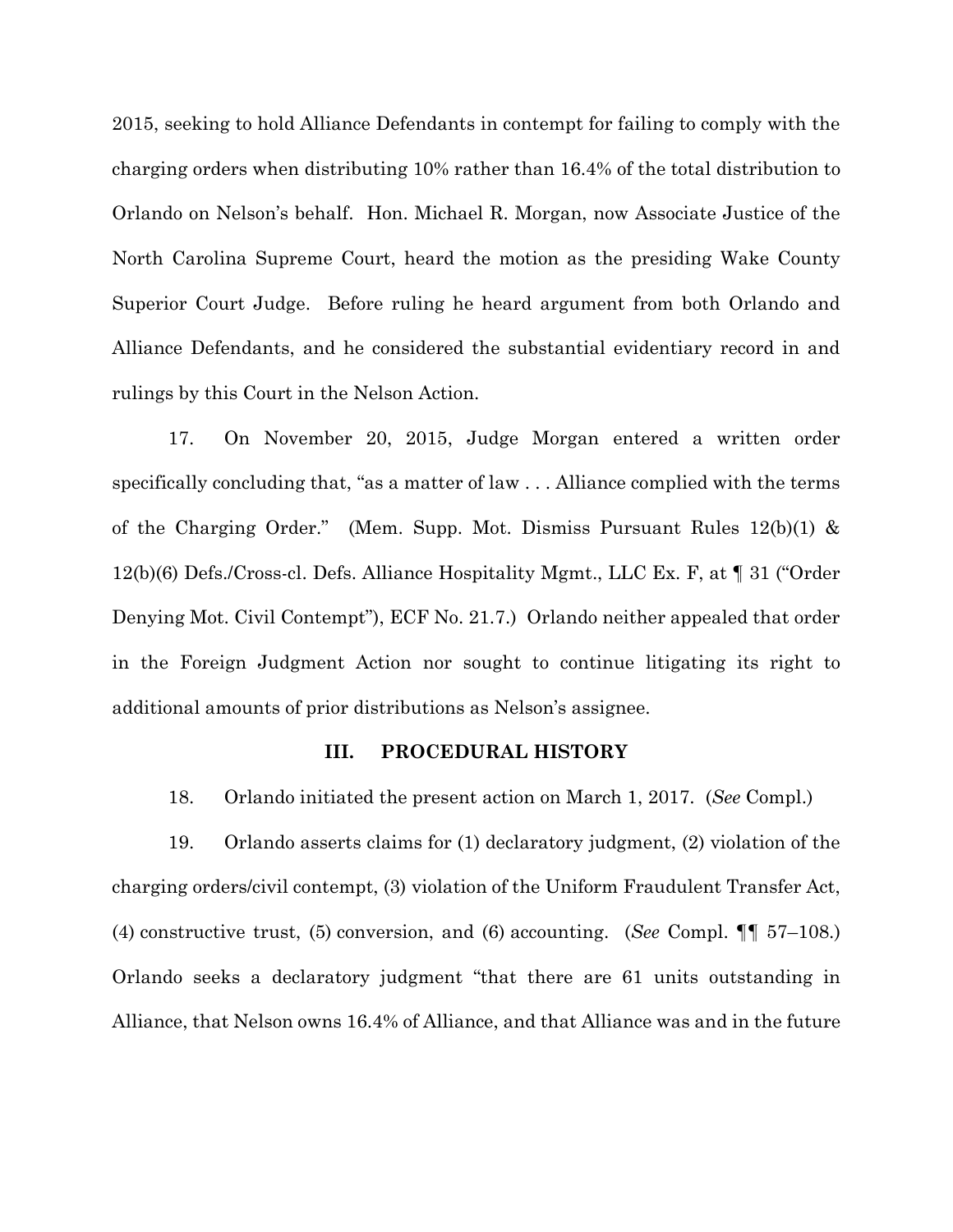2015, seeking to hold Alliance Defendants in contempt for failing to comply with the charging orders when distributing 10% rather than 16.4% of the total distribution to Orlando on Nelson's behalf. Hon. Michael R. Morgan, now Associate Justice of the North Carolina Supreme Court, heard the motion as the presiding Wake County Superior Court Judge. Before ruling he heard argument from both Orlando and Alliance Defendants, and he considered the substantial evidentiary record in and rulings by this Court in the Nelson Action.

17. On November 20, 2015, Judge Morgan entered a written order specifically concluding that, "as a matter of law . . . Alliance complied with the terms of the Charging Order." (Mem. Supp. Mot. Dismiss Pursuant Rules 12(b)(1) & 12(b)(6) Defs./Cross-cl. Defs. Alliance Hospitality Mgmt., LLC Ex. F, at ¶ 31 ("Order Denying Mot. Civil Contempt"), ECF No. 21.7.) Orlando neither appealed that order in the Foreign Judgment Action nor sought to continue litigating its right to additional amounts of prior distributions as Nelson's assignee.

### III. PROCEDURAL HISTORY

18. Orlando initiated the present action on March 1, 2017. (*See* Compl.)

19. Orlando asserts claims for (1) declaratory judgment, (2) violation of the charging orders/civil contempt, (3) violation of the Uniform Fraudulent Transfer Act, (4) constructive trust, (5) conversion, and (6) accounting. (*See* Compl. ¶¶ 57–108.) Orlando seeks a declaratory judgment "that there are 61 units outstanding in Alliance, that Nelson owns 16.4% of Alliance, and that Alliance was and in the future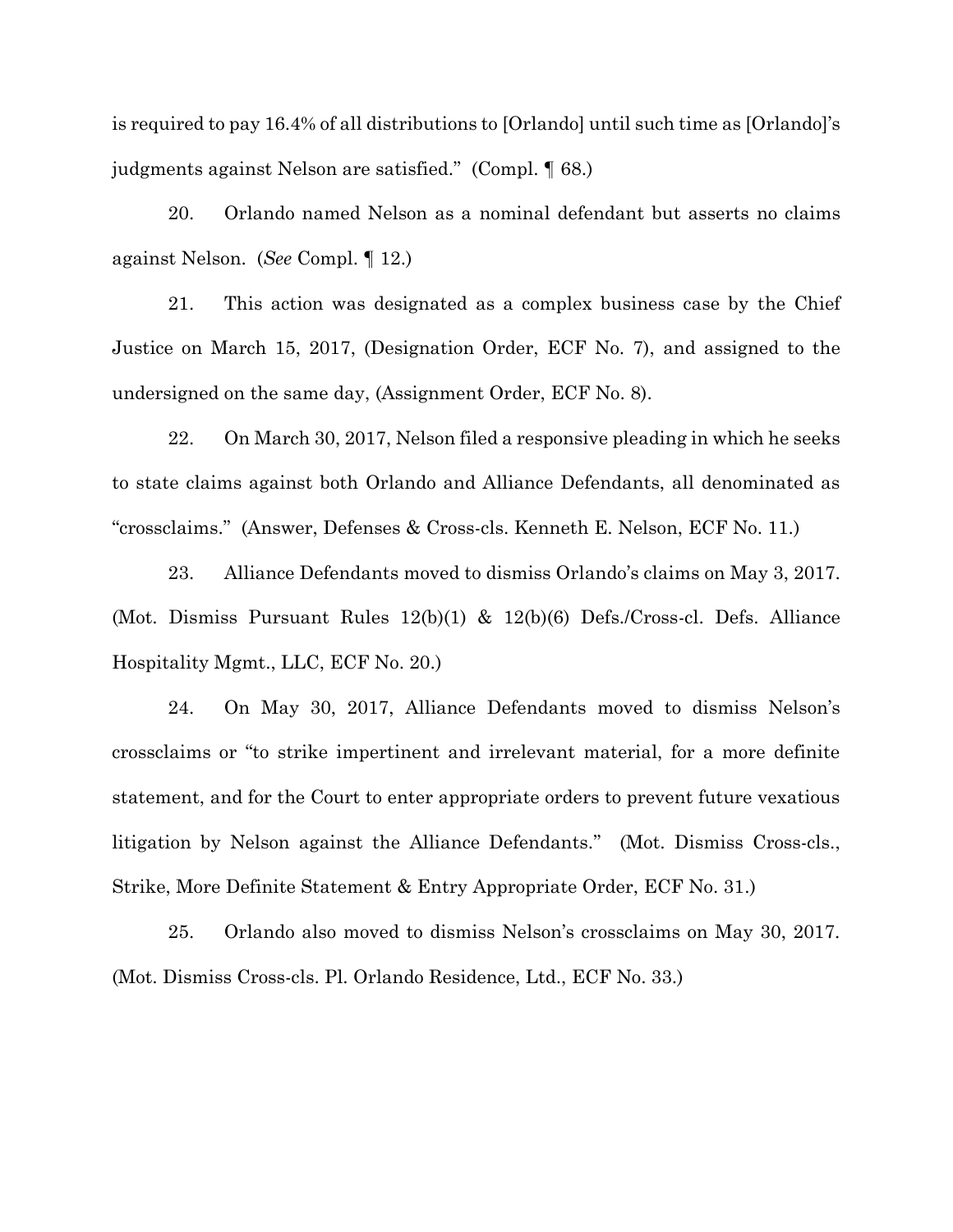is required to pay 16.4% of all distributions to [Orlando] until such time as [Orlando]'s judgments against Nelson are satisfied." (Compl. ¶ 68.)

20. Orlando named Nelson as a nominal defendant but asserts no claims against Nelson. (*See* Compl. ¶ 12.)

21. This action was designated as a complex business case by the Chief Justice on March 15, 2017, (Designation Order, ECF No. 7), and assigned to the undersigned on the same day, (Assignment Order, ECF No. 8).

22. On March 30, 2017, Nelson filed a responsive pleading in which he seeks to state claims against both Orlando and Alliance Defendants, all denominated as "crossclaims." (Answer, Defenses & Cross-cls. Kenneth E. Nelson, ECF No. 11.)

23. Alliance Defendants moved to dismiss Orlando's claims on May 3, 2017. (Mot. Dismiss Pursuant Rules 12(b)(1) & 12(b)(6) Defs./Cross-cl. Defs. Alliance Hospitality Mgmt., LLC, ECF No. 20.)

24. On May 30, 2017, Alliance Defendants moved to dismiss Nelson's crossclaims or "to strike impertinent and irrelevant material, for a more definite statement, and for the Court to enter appropriate orders to prevent future vexatious litigation by Nelson against the Alliance Defendants." (Mot. Dismiss Cross-cls., Strike, More Definite Statement & Entry Appropriate Order, ECF No. 31.)

25. Orlando also moved to dismiss Nelson's crossclaims on May 30, 2017. (Mot. Dismiss Cross-cls. Pl. Orlando Residence, Ltd., ECF No. 33.)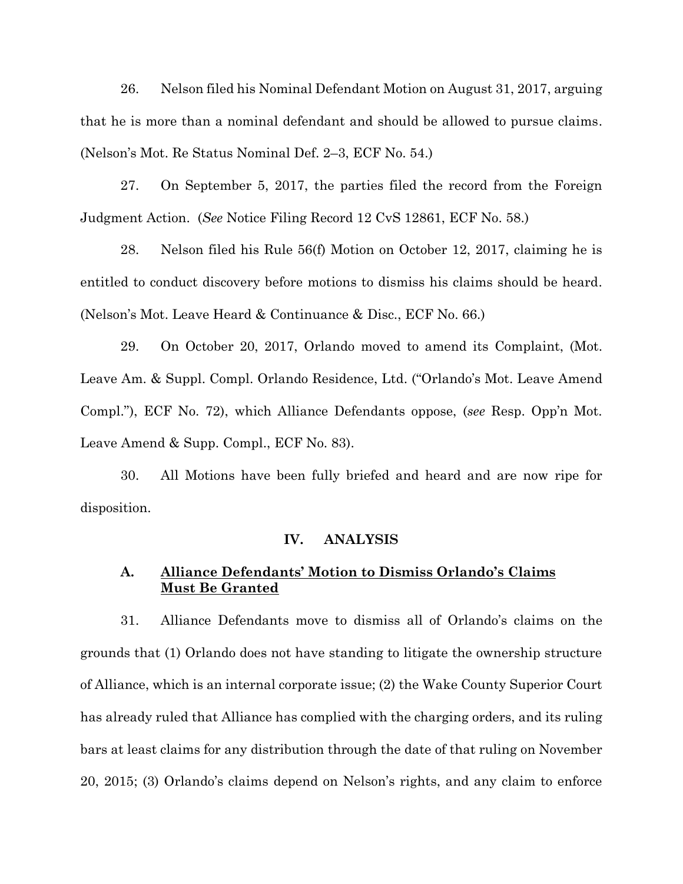26. Nelson filed his Nominal Defendant Motion on August 31, 2017, arguing that he is more than a nominal defendant and should be allowed to pursue claims. (Nelson's Mot. Re Status Nominal Def. 2–3, ECF No. 54.)

27. On September 5, 2017, the parties filed the record from the Foreign Judgment Action. (*See* Notice Filing Record 12 CvS 12861, ECF No. 58.)

28. Nelson filed his Rule 56(f) Motion on October 12, 2017, claiming he is entitled to conduct discovery before motions to dismiss his claims should be heard. (Nelson's Mot. Leave Heard & Continuance & Disc., ECF No. 66.)

29. On October 20, 2017, Orlando moved to amend its Complaint, (Mot. Leave Am. & Suppl. Compl. Orlando Residence, Ltd. ("Orlando's Mot. Leave Amend Compl."), ECF No. 72), which Alliance Defendants oppose, (*see* Resp. Opp'n Mot. Leave Amend & Supp. Compl., ECF No. 83).

30. All Motions have been fully briefed and heard and are now ripe for disposition.

## IV. ANALYSIS

### A. Alliance Defendants' Motion to Dismiss Orlando's Claims Must Be Granted

31. Alliance Defendants move to dismiss all of Orlando's claims on the grounds that (1) Orlando does not have standing to litigate the ownership structure of Alliance, which is an internal corporate issue; (2) the Wake County Superior Court has already ruled that Alliance has complied with the charging orders, and its ruling bars at least claims for any distribution through the date of that ruling on November 20, 2015; (3) Orlando's claims depend on Nelson's rights, and any claim to enforce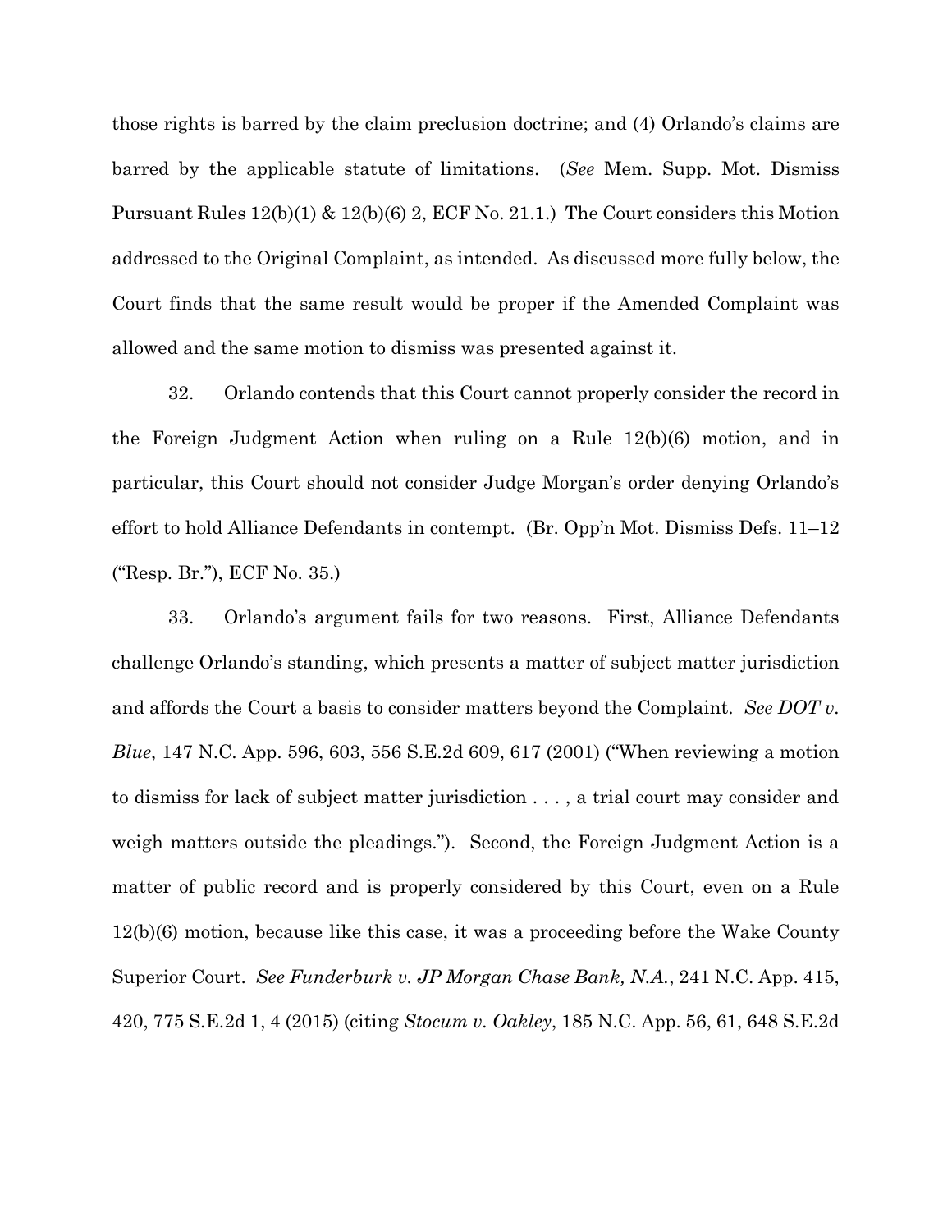those rights is barred by the claim preclusion doctrine; and (4) Orlando's claims are barred by the applicable statute of limitations. (*See* Mem. Supp. Mot. Dismiss Pursuant Rules 12(b)(1) & 12(b)(6) 2, ECF No. 21.1.) The Court considers this Motion addressed to the Original Complaint, as intended. As discussed more fully below, the Court finds that the same result would be proper if the Amended Complaint was allowed and the same motion to dismiss was presented against it.

32. Orlando contends that this Court cannot properly consider the record in the Foreign Judgment Action when ruling on a Rule 12(b)(6) motion, and in particular, this Court should not consider Judge Morgan's order denying Orlando's effort to hold Alliance Defendants in contempt. (Br. Opp'n Mot. Dismiss Defs. 11–12 ("Resp. Br."), ECF No. 35.)

33. Orlando's argument fails for two reasons. First, Alliance Defendants challenge Orlando's standing, which presents a matter of subject matter jurisdiction and affords the Court a basis to consider matters beyond the Complaint. *See DOT v. Blue*, 147 N.C. App. 596, 603, 556 S.E.2d 609, 617 (2001) ("When reviewing a motion to dismiss for lack of subject matter jurisdiction . . . , a trial court may consider and weigh matters outside the pleadings."). Second, the Foreign Judgment Action is a matter of public record and is properly considered by this Court, even on a Rule 12(b)(6) motion, because like this case, it was a proceeding before the Wake County Superior Court. *See Funderburk v. JP Morgan Chase Bank, N.A.*, 241 N.C. App. 415, 420, 775 S.E.2d 1, 4 (2015) (citing *Stocum v. Oakley*, 185 N.C. App. 56, 61, 648 S.E.2d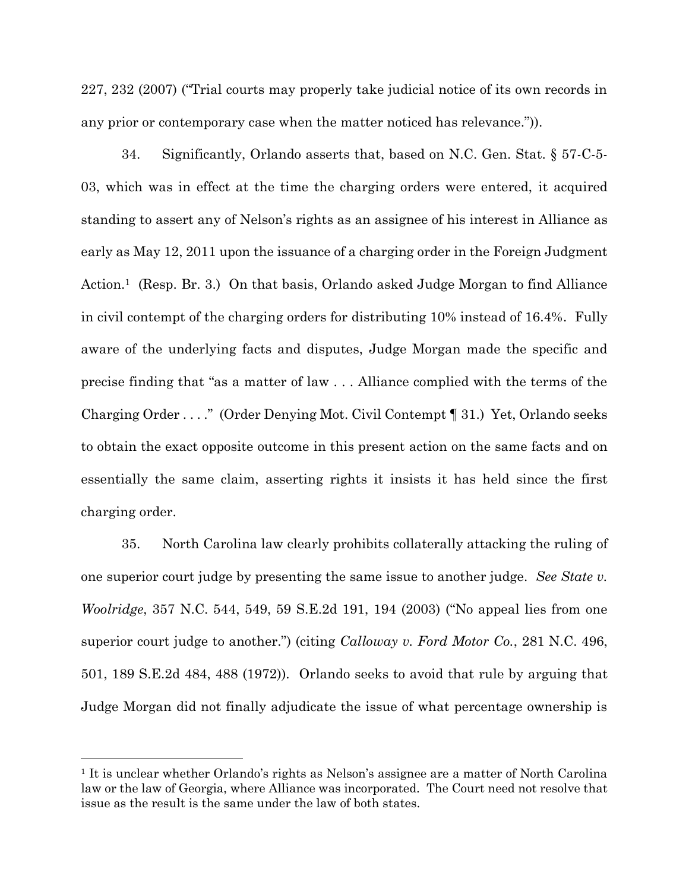227, 232 (2007) ("Trial courts may properly take judicial notice of its own records in any prior or contemporary case when the matter noticed has relevance.")).

34. Significantly, Orlando asserts that, based on N.C. Gen. Stat. § 57-C-5-03, which was in effect at the time the charging orders were entered, it acquired standing to assert any of Nelson's rights as an assignee of his interest in Alliance as early as May 12, 2011 upon the issuance of a charging order in the Foreign Judgment Action.[1] (Resp. Br. 3.) On that basis, Orlando asked Judge Morgan to find Alliance in civil contempt of the charging orders for distributing 10% instead of 16.4%. Fully aware of the underlying facts and disputes, Judge Morgan made the specific and precise finding that "as a matter of law . . . Alliance complied with the terms of the Charging Order . . . ." (Order Denying Mot. Civil Contempt ¶ 31.) Yet, Orlando seeks to obtain the exact opposite outcome in this present action on the same facts and on essentially the same claim, asserting rights it insists it has held since the first charging order.

35. North Carolina law clearly prohibits collaterally attacking the ruling of one superior court judge by presenting the same issue to another judge. *See State v. Woolridge*, 357 N.C. 544, 549, 59 S.E.2d 191, 194 (2003) ("No appeal lies from one superior court judge to another.") (citing *Calloway v. Ford Motor Co.*, 281 N.C. 496, 501, 189 S.E.2d 484, 488 (1972)). Orlando seeks to avoid that rule by arguing that Judge Morgan did not finally adjudicate the issue of what percentage ownership is

---

[1] It is unclear whether Orlando's rights as Nelson's assignee are a matter of North Carolina law or the law of Georgia, where Alliance was incorporated. The Court need not resolve that issue as the result is the same under the law of both states.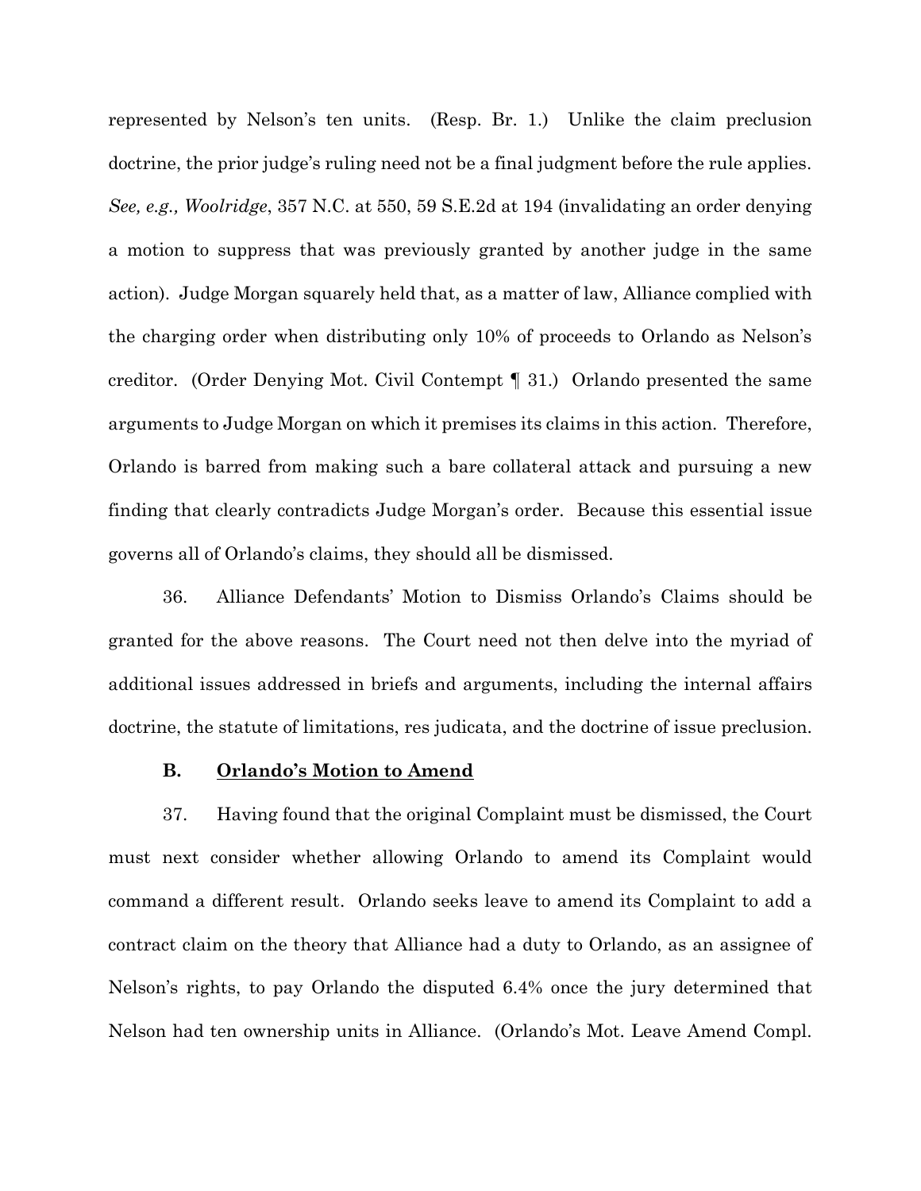represented by Nelson's ten units. (Resp. Br. 1.) Unlike the claim preclusion doctrine, the prior judge's ruling need not be a final judgment before the rule applies. *See, e.g., Woolridge*, 357 N.C. at 550, 59 S.E.2d at 194 (invalidating an order denying a motion to suppress that was previously granted by another judge in the same action). Judge Morgan squarely held that, as a matter of law, Alliance complied with the charging order when distributing only 10% of proceeds to Orlando as Nelson's creditor. (Order Denying Mot. Civil Contempt ¶ 31.) Orlando presented the same arguments to Judge Morgan on which it premises its claims in this action. Therefore, Orlando is barred from making such a bare collateral attack and pursuing a new finding that clearly contradicts Judge Morgan's order. Because this essential issue governs all of Orlando's claims, they should all be dismissed.

36. Alliance Defendants' Motion to Dismiss Orlando's Claims should be granted for the above reasons. The Court need not then delve into the myriad of additional issues addressed in briefs and arguments, including the internal affairs doctrine, the statute of limitations, res judicata, and the doctrine of issue preclusion.

### B. Orlando's Motion to Amend

37. Having found that the original Complaint must be dismissed, the Court must next consider whether allowing Orlando to amend its Complaint would command a different result. Orlando seeks leave to amend its Complaint to add a contract claim on the theory that Alliance had a duty to Orlando, as an assignee of Nelson's rights, to pay Orlando the disputed 6.4% once the jury determined that Nelson had ten ownership units in Alliance. (Orlando's Mot. Leave Amend Compl.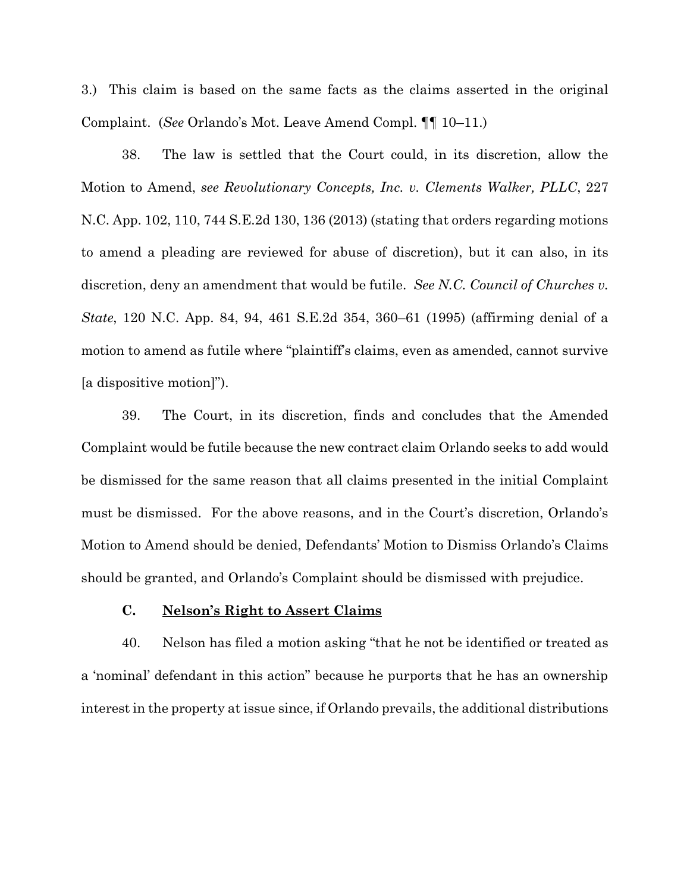3.) This claim is based on the same facts as the claims asserted in the original Complaint. (*See* Orlando's Mot. Leave Amend Compl. ¶¶ 10–11.)

38. The law is settled that the Court could, in its discretion, allow the Motion to Amend, *see Revolutionary Concepts, Inc. v. Clements Walker, PLLC*, 227 N.C. App. 102, 110, 744 S.E.2d 130, 136 (2013) (stating that orders regarding motions to amend a pleading are reviewed for abuse of discretion), but it can also, in its discretion, deny an amendment that would be futile. *See N.C. Council of Churches v. State*, 120 N.C. App. 84, 94, 461 S.E.2d 354, 360–61 (1995) (affirming denial of a motion to amend as futile where "plaintiff's claims, even as amended, cannot survive [a dispositive motion]").

39. The Court, in its discretion, finds and concludes that the Amended Complaint would be futile because the new contract claim Orlando seeks to add would be dismissed for the same reason that all claims presented in the initial Complaint must be dismissed. For the above reasons, and in the Court's discretion, Orlando's Motion to Amend should be denied, Defendants' Motion to Dismiss Orlando's Claims should be granted, and Orlando's Complaint should be dismissed with prejudice.

### C. <u>Nelson's Right to Assert Claims</u>

40. Nelson has filed a motion asking "that he not be identified or treated as a 'nominal' defendant in this action" because he purports that he has an ownership interest in the property at issue since, if Orlando prevails, the additional distributions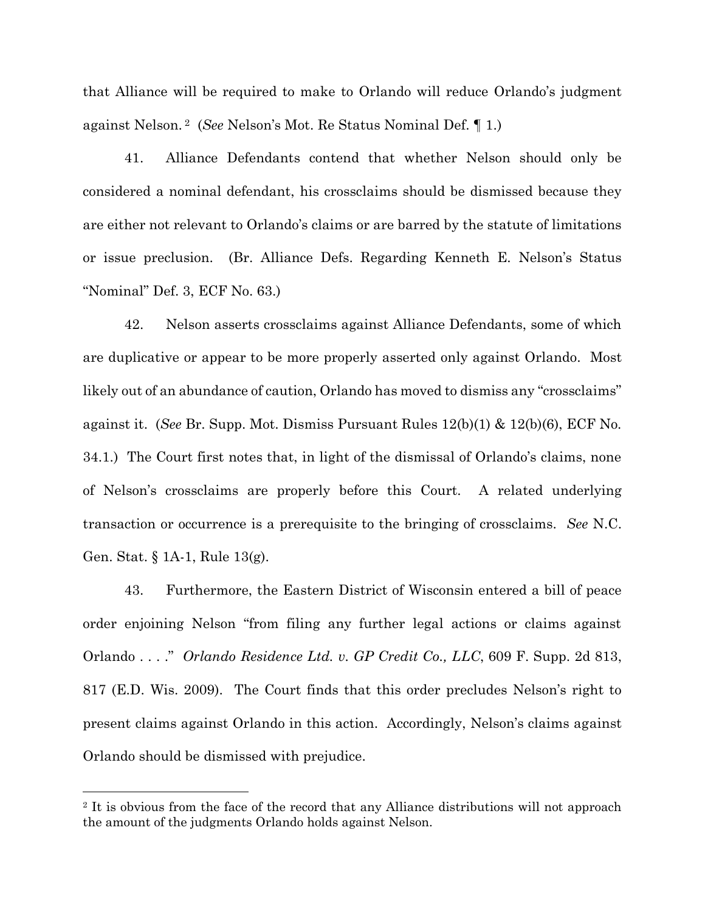that Alliance will be required to make to Orlando will reduce Orlando's judgment against Nelson.[2] (*See* Nelson's Mot. Re Status Nominal Def. ¶ 1.)

41. Alliance Defendants contend that whether Nelson should only be considered a nominal defendant, his crossclaims should be dismissed because they are either not relevant to Orlando's claims or are barred by the statute of limitations or issue preclusion. (Br. Alliance Defs. Regarding Kenneth E. Nelson's Status "Nominal" Def. 3, ECF No. 63.)

42. Nelson asserts crossclaims against Alliance Defendants, some of which are duplicative or appear to be more properly asserted only against Orlando. Most likely out of an abundance of caution, Orlando has moved to dismiss any "crossclaims" against it. (*See* Br. Supp. Mot. Dismiss Pursuant Rules 12(b)(1) & 12(b)(6), ECF No. 34.1.) The Court first notes that, in light of the dismissal of Orlando's claims, none of Nelson's crossclaims are properly before this Court. A related underlying transaction or occurrence is a prerequisite to the bringing of crossclaims. *See* N.C. Gen. Stat. § 1A-1, Rule 13(g).

43. Furthermore, the Eastern District of Wisconsin entered a bill of peace order enjoining Nelson "from filing any further legal actions or claims against Orlando . . . ." *Orlando Residence Ltd. v. GP Credit Co., LLC*, 609 F. Supp. 2d 813, 817 (E.D. Wis. 2009). The Court finds that this order precludes Nelson's right to present claims against Orlando in this action. Accordingly, Nelson's claims against Orlando should be dismissed with prejudice.

---

[2] It is obvious from the face of the record that any Alliance distributions will not approach the amount of the judgments Orlando holds against Nelson.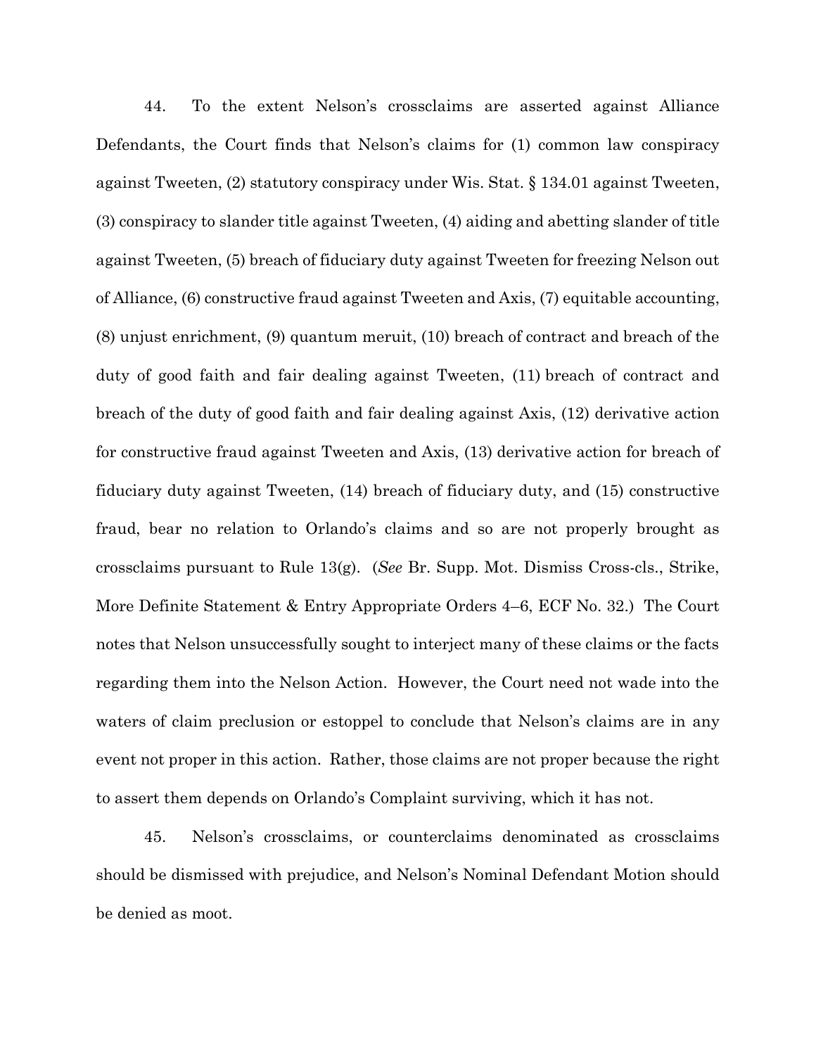44. To the extent Nelson's crossclaims are asserted against Alliance Defendants, the Court finds that Nelson's claims for (1) common law conspiracy against Tweeten, (2) statutory conspiracy under Wis. Stat. § 134.01 against Tweeten, (3) conspiracy to slander title against Tweeten, (4) aiding and abetting slander of title against Tweeten, (5) breach of fiduciary duty against Tweeten for freezing Nelson out of Alliance, (6) constructive fraud against Tweeten and Axis, (7) equitable accounting, (8) unjust enrichment, (9) quantum meruit, (10) breach of contract and breach of the duty of good faith and fair dealing against Tweeten, (11) breach of contract and breach of the duty of good faith and fair dealing against Axis, (12) derivative action for constructive fraud against Tweeten and Axis, (13) derivative action for breach of fiduciary duty against Tweeten, (14) breach of fiduciary duty, and (15) constructive fraud, bear no relation to Orlando's claims and so are not properly brought as crossclaims pursuant to Rule 13(g). (*See* Br. Supp. Mot. Dismiss Cross-cls., Strike, More Definite Statement & Entry Appropriate Orders 4–6, ECF No. 32.) The Court notes that Nelson unsuccessfully sought to interject many of these claims or the facts regarding them into the Nelson Action. However, the Court need not wade into the waters of claim preclusion or estoppel to conclude that Nelson's claims are in any event not proper in this action. Rather, those claims are not proper because the right to assert them depends on Orlando's Complaint surviving, which it has not.

45. Nelson's crossclaims, or counterclaims denominated as crossclaims should be dismissed with prejudice, and Nelson's Nominal Defendant Motion should be denied as moot.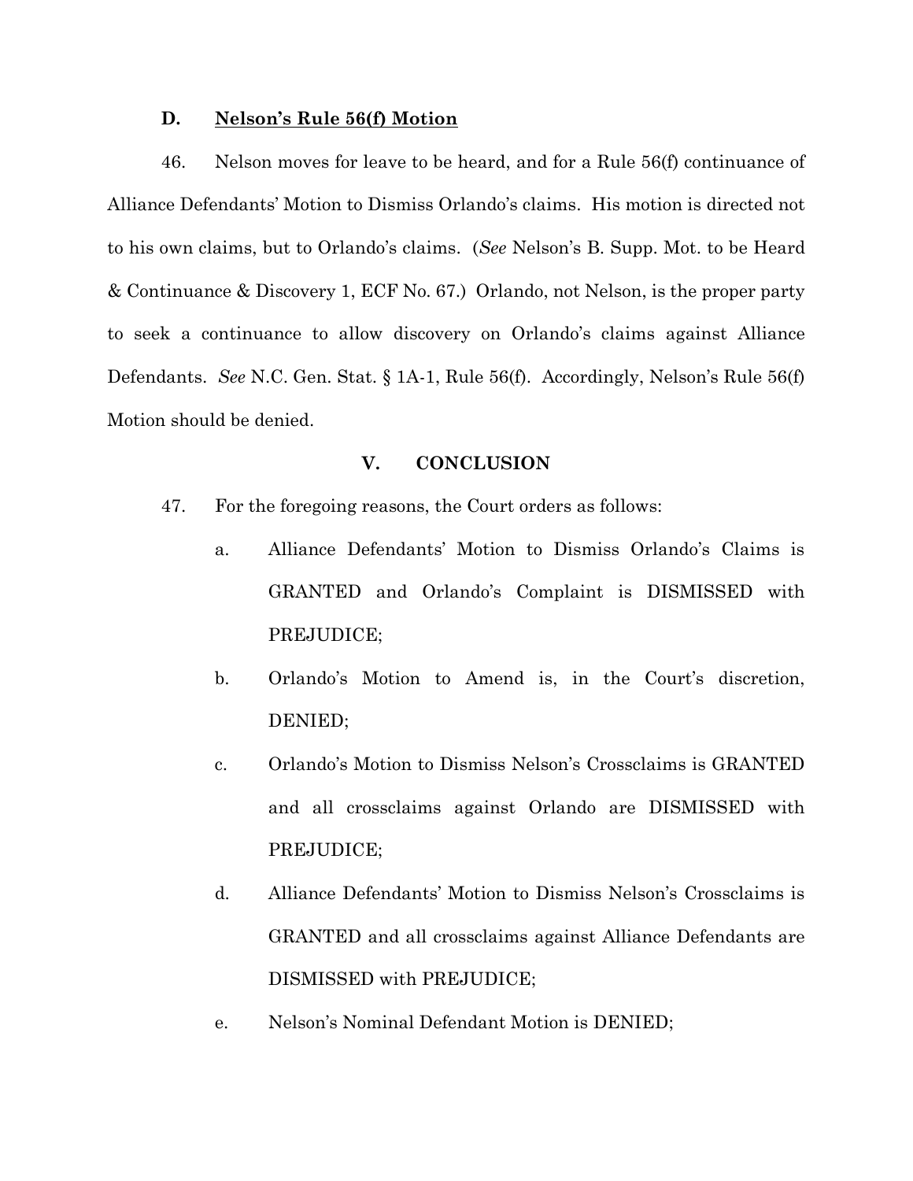### D. Nelson's Rule 56(f) Motion

46. Nelson moves for leave to be heard, and for a Rule 56(f) continuance of Alliance Defendants' Motion to Dismiss Orlando's claims. His motion is directed not to his own claims, but to Orlando's claims. (*See* Nelson's B. Supp. Mot. to be Heard & Continuance & Discovery 1, ECF No. 67.) Orlando, not Nelson, is the proper party to seek a continuance to allow discovery on Orlando's claims against Alliance Defendants. *See* N.C. Gen. Stat. § 1A-1, Rule 56(f). Accordingly, Nelson's Rule 56(f) Motion should be denied.

## V. CONCLUSION

47. For the foregoing reasons, the Court orders as follows:

a. Alliance Defendants' Motion to Dismiss Orlando's Claims is GRANTED and Orlando's Complaint is DISMISSED with PREJUDICE;

b. Orlando's Motion to Amend is, in the Court's discretion, DENIED;

c. Orlando's Motion to Dismiss Nelson's Crossclaims is GRANTED and all crossclaims against Orlando are DISMISSED with PREJUDICE;

d. Alliance Defendants' Motion to Dismiss Nelson's Crossclaims is GRANTED and all crossclaims against Alliance Defendants are DISMISSED with PREJUDICE;

e. Nelson's Nominal Defendant Motion is DENIED;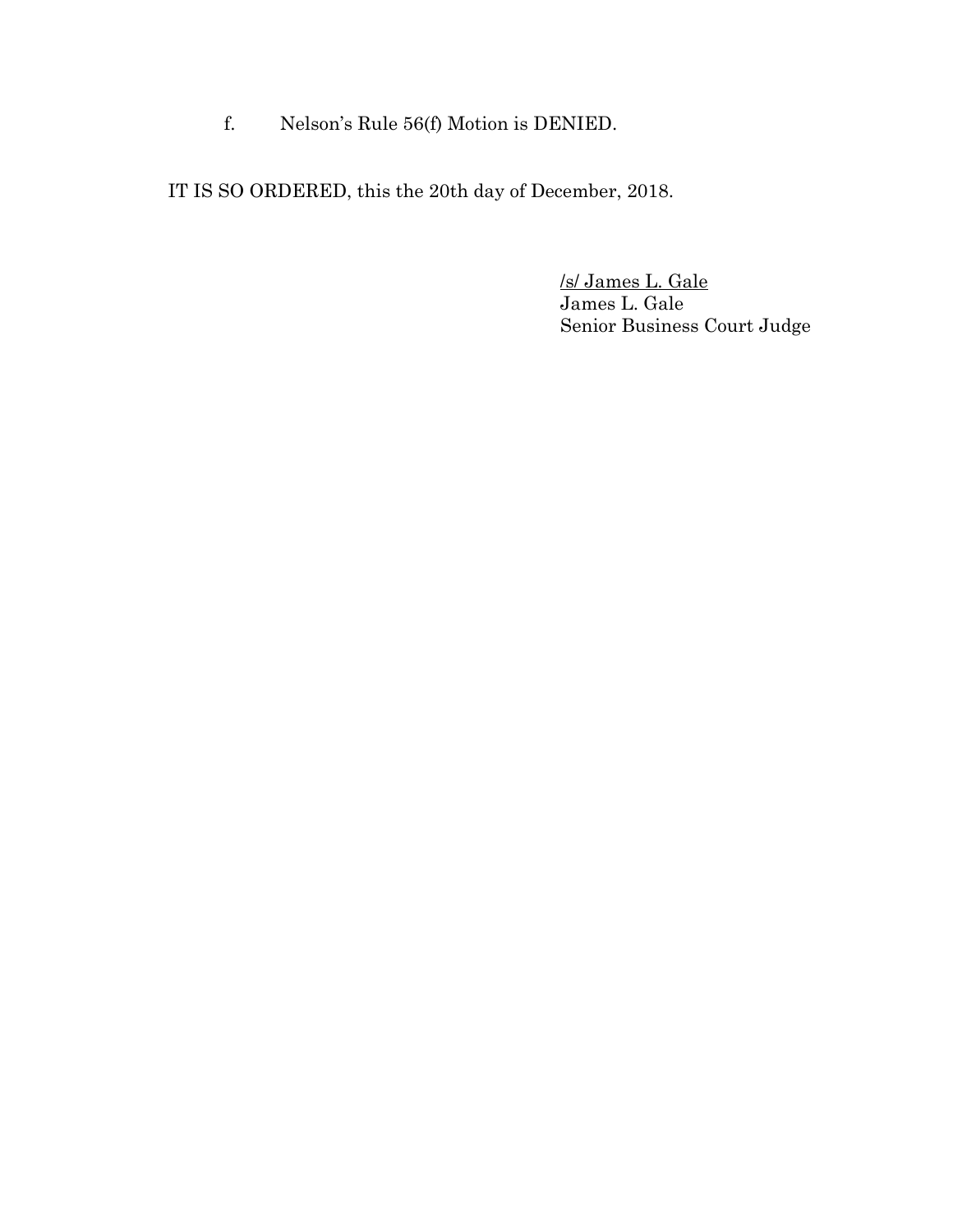f. Nelson's Rule 56(f) Motion is DENIED.

IT IS SO ORDERED, this the 20th day of December, 2018.

/s/ James L. Gale
James L. Gale
Senior Business Court Judge